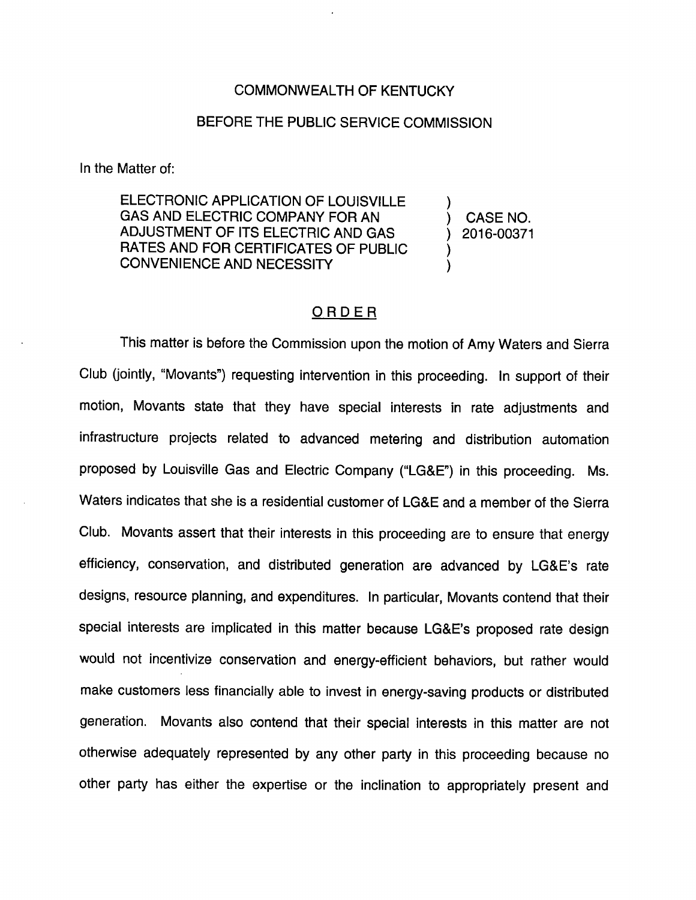COMMONWEALTH OF KENTUCKY

BEFORE THE PUBLIC SERVICE COMMISSION

In the Matter of:

| | | |
|---|---|---|
| ELECTRONIC APPLICATION OF LOUISVILLE GAS AND ELECTRIC COMPANY FOR AN ADJUSTMENT OF ITS ELECTRIC AND GAS RATES AND FOR CERTIFICATES OF PUBLIC CONVENIENCE AND NECESSITY | ) ) ) ) ) | CASE NO. 2016-00371 |

## ORDER

This matter is before the Commission upon the motion of Amy Waters and Sierra Club (jointly, "Movants") requesting intervention in this proceeding. In support of their motion, Movants state that they have special interests in rate adjustments and infrastructure projects related to advanced metering and distribution automation proposed by Louisville Gas and Electric Company ("LG&E") in this proceeding. Ms. Waters indicates that she is a residential customer of LG&E and a member of the Sierra Club. Movants assert that their interests in this proceeding are to ensure that energy efficiency, conservation, and distributed generation are advanced by LG&E's rate designs, resource planning, and expenditures. In particular, Movants contend that their special interests are implicated in this matter because LG&E's proposed rate design would not incentivize conservation and energy-efficient behaviors, but rather would make customers less financially able to invest in energy-saving products or distributed generation. Movants also contend that their special interests in this matter are not otherwise adequately represented by any other party in this proceeding because no other party has either the expertise or the inclination to appropriately present and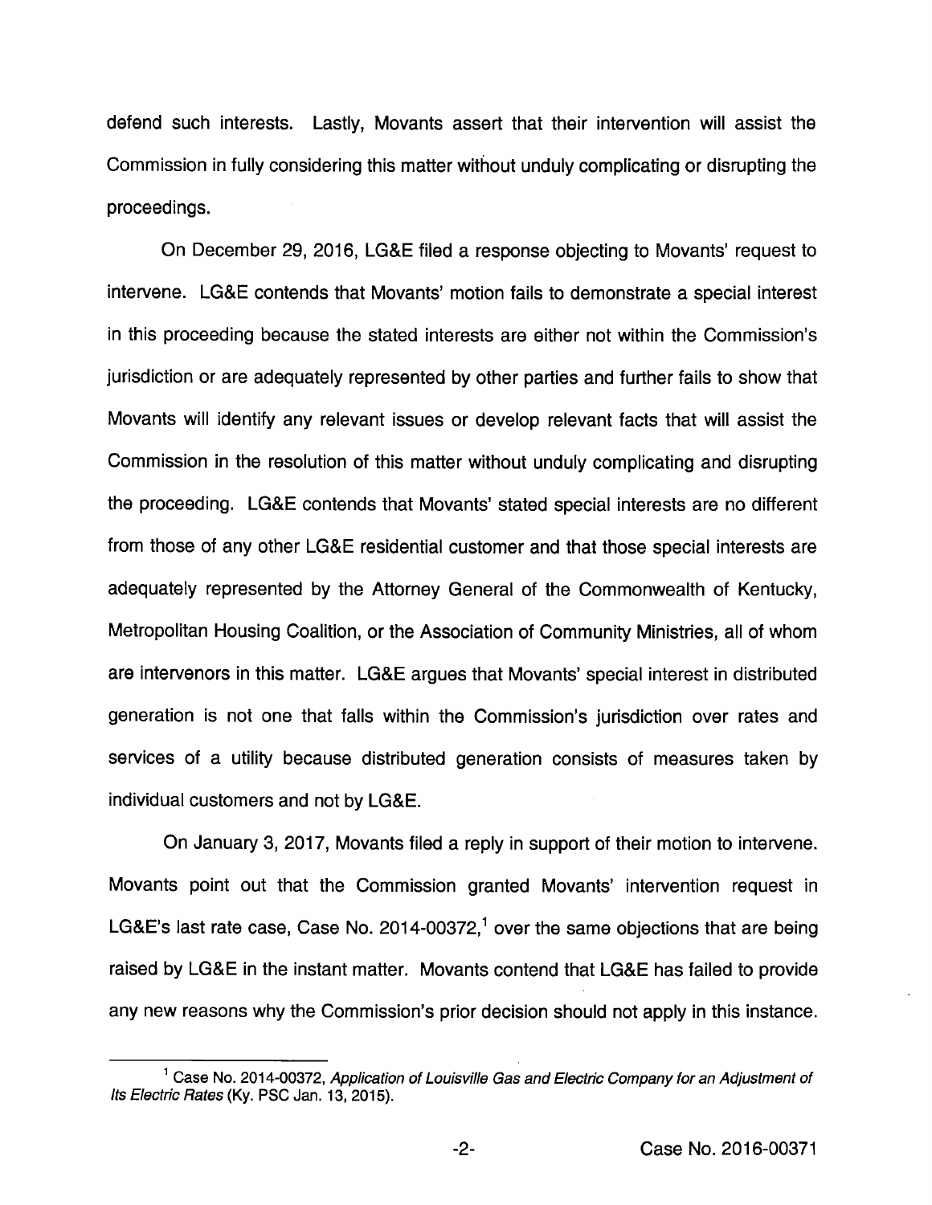defend such interests. Lastly, Movants assert that their intervention will assist the Commission in fully considering this matter without unduly complicating or disrupting the proceedings.

On December 29, 2016, LG&E filed a response objecting to Movants' request to intervene. LG&E contends that Movants' motion fails to demonstrate a special interest in this proceeding because the stated interests are either not within the Commission's jurisdiction or are adequately represented by other parties and further fails to show that Movants will identify any relevant issues or develop relevant facts that will assist the Commission in the resolution of this matter without unduly complicating and disrupting the proceeding. LG&E contends that Movants' stated special interests are no different from those of any other LG&E residential customer and that those special interests are adequately represented by the Attorney General of the Commonwealth of Kentucky, Metropolitan Housing Coalition, or the Association of Community Ministries, all of whom are intervenors in this matter. LG&E argues that Movants' special interest in distributed generation is not one that falls within the Commission's jurisdiction over rates and services of a utility because distributed generation consists of measures taken by individual customers and not by LG&E.

On January 3, 2017, Movants filed a reply in support of their motion to intervene. Movants point out that the Commission granted Movants' intervention request in LG&E's last rate case, Case No. 2014-00372,[1] over the same objections that are being raised by LG&E in the instant matter. Movants contend that LG&E has failed to provide any new reasons why the Commission's prior decision should not apply in this instance.

[1] Case No. 2014-00372, *Application of Louisville Gas and Electric Company for an Adjustment of Its Electric Rates* (Ky. PSC Jan. 13, 2015).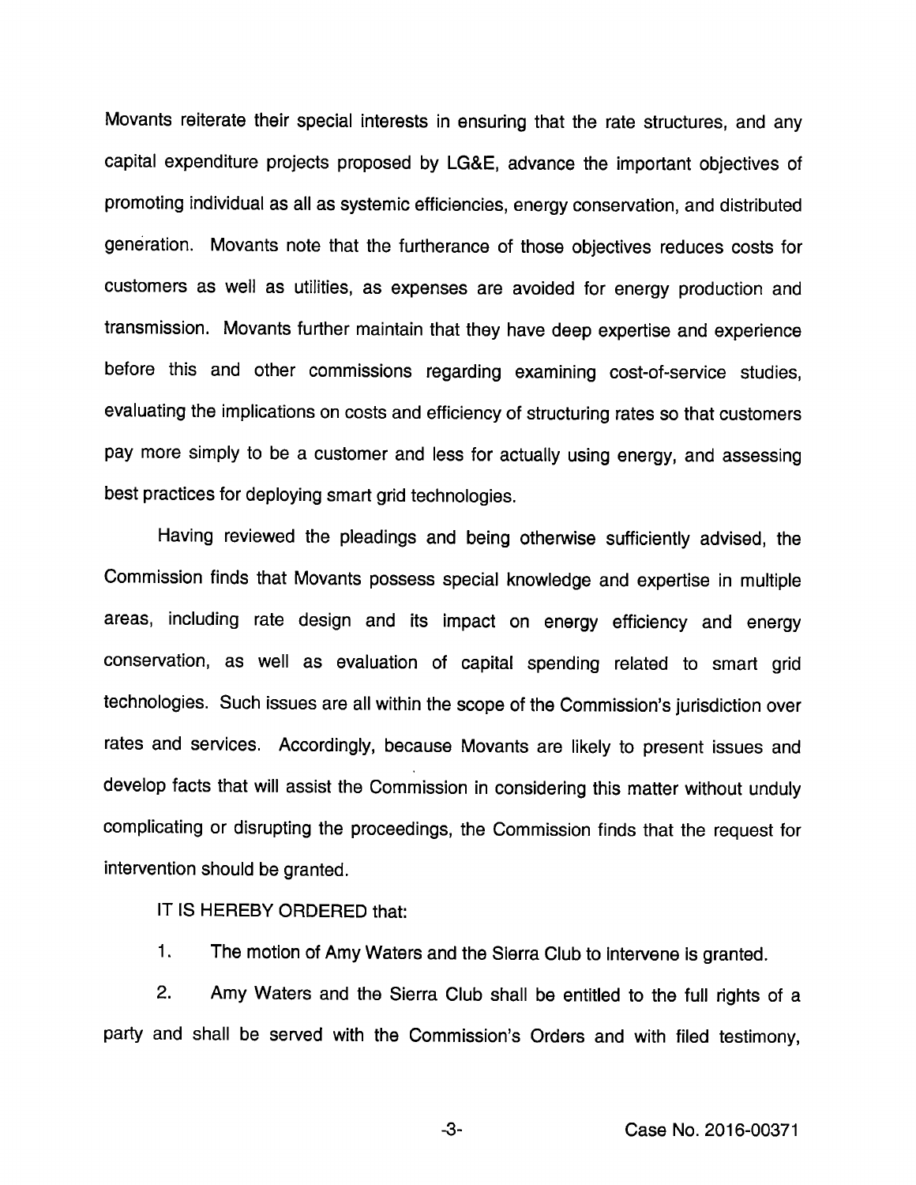Movants reiterate their special interests in ensuring that the rate structures, and any capital expenditure projects proposed by LG&E, advance the important objectives of promoting individual as all as systemic efficiencies, energy conservation, and distributed generation. Movants note that the furtherance of those objectives reduces costs for customers as well as utilities, as expenses are avoided for energy production and transmission. Movants further maintain that they have deep expertise and experience before this and other commissions regarding examining cost-of-service studies, evaluating the implications on costs and efficiency of structuring rates so that customers pay more simply to be a customer and less for actually using energy, and assessing best practices for deploying smart grid technologies.

Having reviewed the pleadings and being otherwise sufficiently advised, the Commission finds that Movants possess special knowledge and expertise in multiple areas, including rate design and its impact on energy efficiency and energy conservation, as well as evaluation of capital spending related to smart grid technologies. Such issues are all within the scope of the Commission's jurisdiction over rates and services. Accordingly, because Movants are likely to present issues and develop facts that will assist the Commission in considering this matter without unduly complicating or disrupting the proceedings, the Commission finds that the request for intervention should be granted.

IT IS HEREBY ORDERED that:

1. The motion of Amy Waters and the Sierra Club to intervene is granted.

2. Amy Waters and the Sierra Club shall be entitled to the full rights of a party and shall be served with the Commission's Orders and with filed testimony,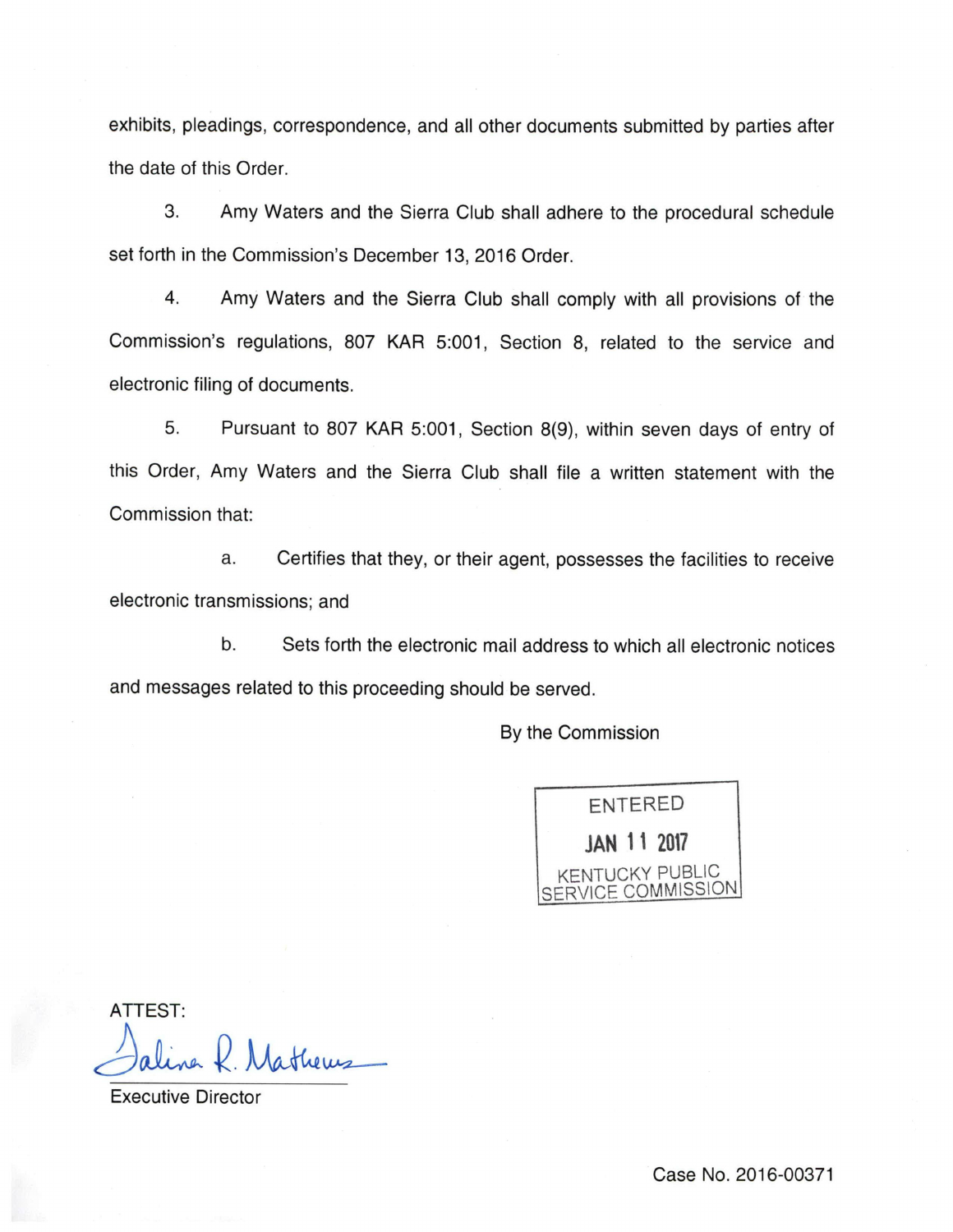exhibits, pleadings, correspondence, and all other documents submitted by parties after the date of this Order.

3. Amy Waters and the Sierra Club shall adhere to the procedural schedule set forth in the Commission's December 13, 2016 Order.

4. Amy Waters and the Sierra Club shall comply with all provisions of the Commission's regulations, 807 KAR 5:001, Section 8, related to the service and electronic filing of documents.

5. Pursuant to 807 KAR 5:001, Section 8(9), within seven days of entry of this Order, Amy Waters and the Sierra Club shall file a written statement with the Commission that:

a. Certifies that they, or their agent, possesses the facilities to receive electronic transmissions; and

b. Sets forth the electronic mail address to which all electronic notices and messages related to this proceeding should be served.

By the Commission

ENTERED
JAN 11 2017
KENTUCKY PUBLIC SERVICE COMMISSION

ATTEST:

Executive Director

Case No. 2016-00371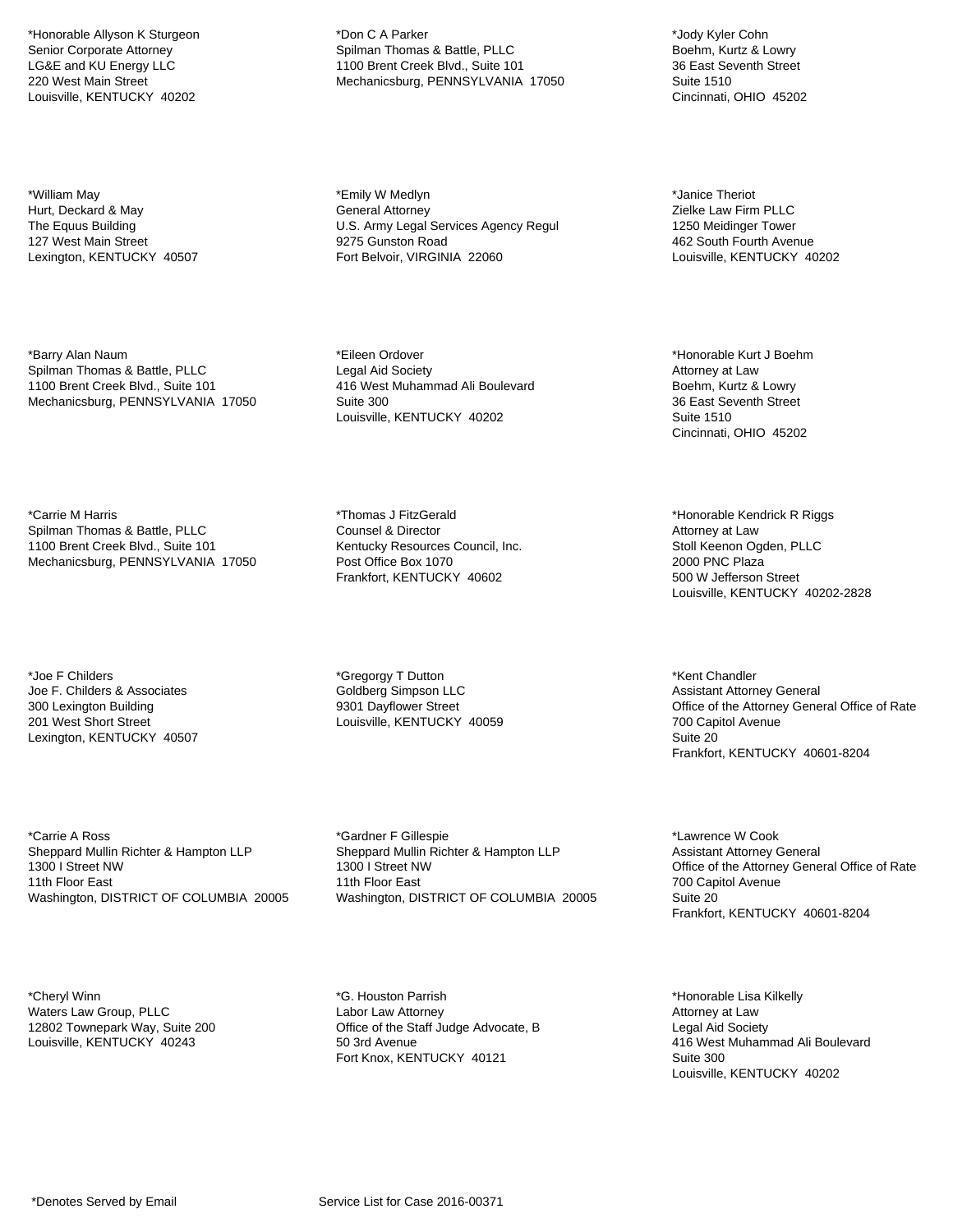*Honorable Allyson K Sturgeon
Senior Corporate Attorney
LG&E and KU Energy LLC
220 West Main Street
Louisville, KENTUCKY  40202

*Don C A Parker
Spilman Thomas & Battle, PLLC
1100 Brent Creek Blvd., Suite 101
Mechanicsburg, PENNSYLVANIA  17050

*Jody Kyler Cohn
Boehm, Kurtz & Lowry
36 East Seventh Street
Suite 1510
Cincinnati, OHIO  45202

*William May
Hurt, Deckard & May
The Equus Building
127 West Main Street
Lexington, KENTUCKY  40507

*Emily W Medlyn
General Attorney
U.S. Army Legal Services Agency Regul
9275 Gunston Road
Fort Belvoir, VIRGINIA  22060

*Janice Theriot
Zielke Law Firm PLLC
1250 Meidinger Tower
462 South Fourth Avenue
Louisville, KENTUCKY  40202

*Barry Alan Naum
Spilman Thomas & Battle, PLLC
1100 Brent Creek Blvd., Suite 101
Mechanicsburg, PENNSYLVANIA  17050

*Eileen Ordover
Legal Aid Society
416 West Muhammad Ali Boulevard
Suite 300
Louisville, KENTUCKY  40202

*Honorable Kurt J Boehm
Attorney at Law
Boehm, Kurtz & Lowry
36 East Seventh Street
Suite 1510
Cincinnati, OHIO  45202

*Carrie M Harris
Spilman Thomas & Battle, PLLC
1100 Brent Creek Blvd., Suite 101
Mechanicsburg, PENNSYLVANIA  17050

*Thomas J FitzGerald
Counsel & Director
Kentucky Resources Council, Inc.
Post Office Box 1070
Frankfort, KENTUCKY  40602

*Honorable Kendrick R Riggs
Attorney at Law
Stoll Keenon Ogden, PLLC
2000 PNC Plaza
500 W Jefferson Street
Louisville, KENTUCKY  40202-2828

*Joe F Childers
Joe F. Childers & Associates
300 Lexington Building
201 West Short Street
Lexington, KENTUCKY  40507

*Gregorgy T Dutton
Goldberg Simpson LLC
9301 Dayflower Street
Louisville, KENTUCKY  40059

*Kent Chandler
Assistant Attorney General
Office of the Attorney General Office of Rate
700 Capitol Avenue
Suite 20
Frankfort, KENTUCKY  40601-8204

*Carrie A Ross
Sheppard Mullin Richter & Hampton LLP
1300 I Street NW
11th Floor East
Washington, DISTRICT OF COLUMBIA  20005

*Gardner F Gillespie
Sheppard Mullin Richter & Hampton LLP
1300 I Street NW
11th Floor East
Washington, DISTRICT OF COLUMBIA  20005

*Lawrence W Cook
Assistant Attorney General
Office of the Attorney General Office of Rate
700 Capitol Avenue
Suite 20
Frankfort, KENTUCKY  40601-8204

*Cheryl Winn
Waters Law Group, PLLC
12802 Townepark Way, Suite 200
Louisville, KENTUCKY  40243

*G. Houston Parrish
Labor Law Attorney
Office of the Staff Judge Advocate, B
50 3rd Avenue
Fort Knox, KENTUCKY  40121

*Honorable Lisa Kilkelly
Attorney at Law
Legal Aid Society
416 West Muhammad Ali Boulevard
Suite 300
Louisville, KENTUCKY  40202

*Denotes Served by Email

Service List for Case 2016-00371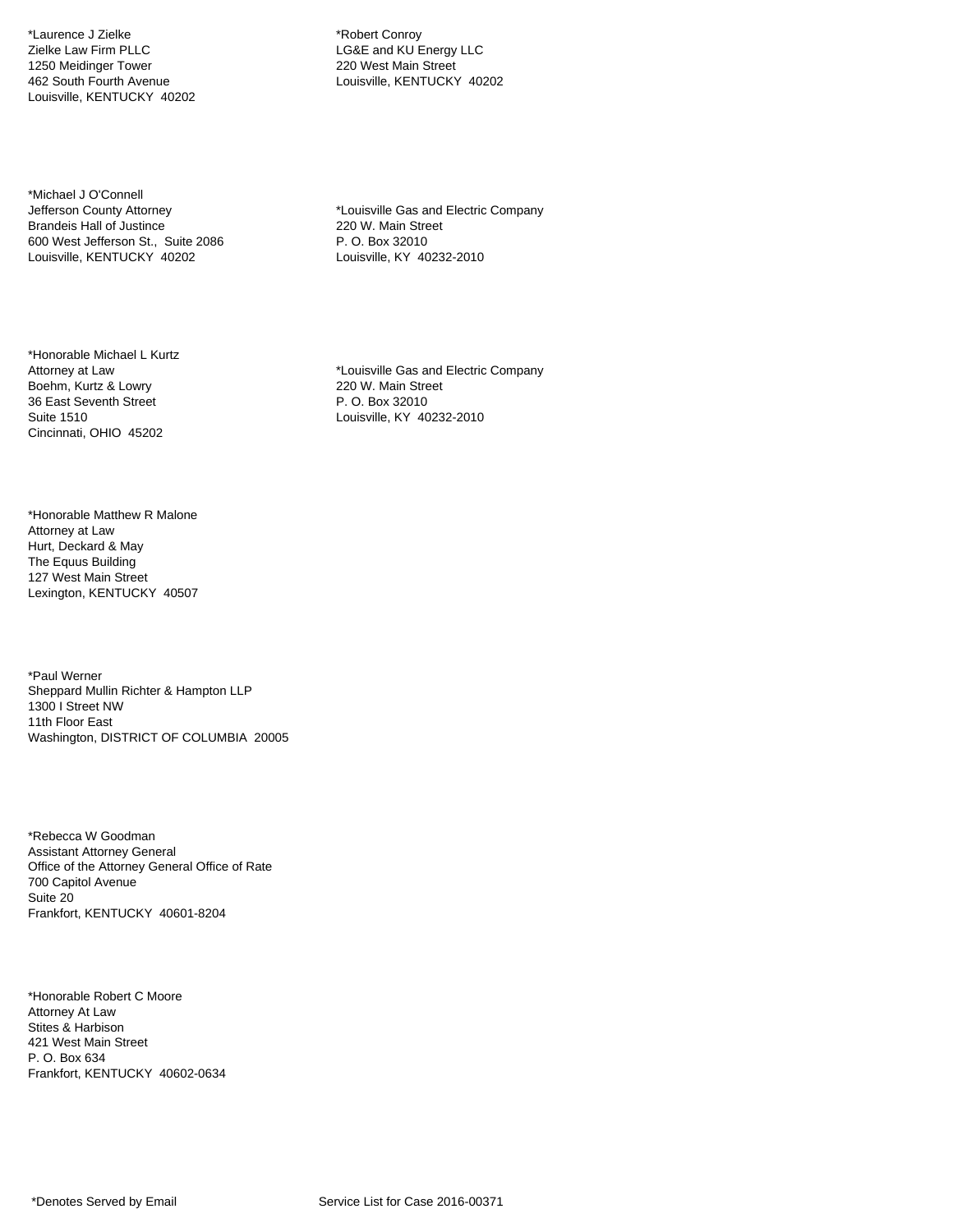*Laurence J Zielke
Zielke Law Firm PLLC
1250 Meidinger Tower
462 South Fourth Avenue
Louisville, KENTUCKY  40202

*Robert Conroy
LG&E and KU Energy LLC
220 West Main Street
Louisville, KENTUCKY  40202

*Michael J O'Connell
Jefferson County Attorney
Brandeis Hall of Justince
600 West Jefferson St.,  Suite 2086
Louisville, KENTUCKY  40202

*Louisville Gas and Electric Company
220 W. Main Street
P. O. Box 32010
Louisville, KY  40232-2010

*Honorable Michael L Kurtz
Attorney at Law
Boehm, Kurtz & Lowry
36 East Seventh Street
Suite 1510
Cincinnati, OHIO  45202

*Louisville Gas and Electric Company
220 W. Main Street
P. O. Box 32010
Louisville, KY  40232-2010

*Honorable Matthew R Malone
Attorney at Law
Hurt, Deckard & May
The Equus Building
127 West Main Street
Lexington, KENTUCKY  40507

*Paul Werner
Sheppard Mullin Richter & Hampton LLP
1300 I Street NW
11th Floor East
Washington, DISTRICT OF COLUMBIA  20005

*Rebecca W Goodman
Assistant Attorney General
Office of the Attorney General Office of Rate
700 Capitol Avenue
Suite 20
Frankfort, KENTUCKY  40601-8204

*Honorable Robert C Moore
Attorney At Law
Stites & Harbison
421 West Main Street
P. O. Box 634
Frankfort, KENTUCKY  40602-0634

*Denotes Served by Email

Service List for Case 2016-00371